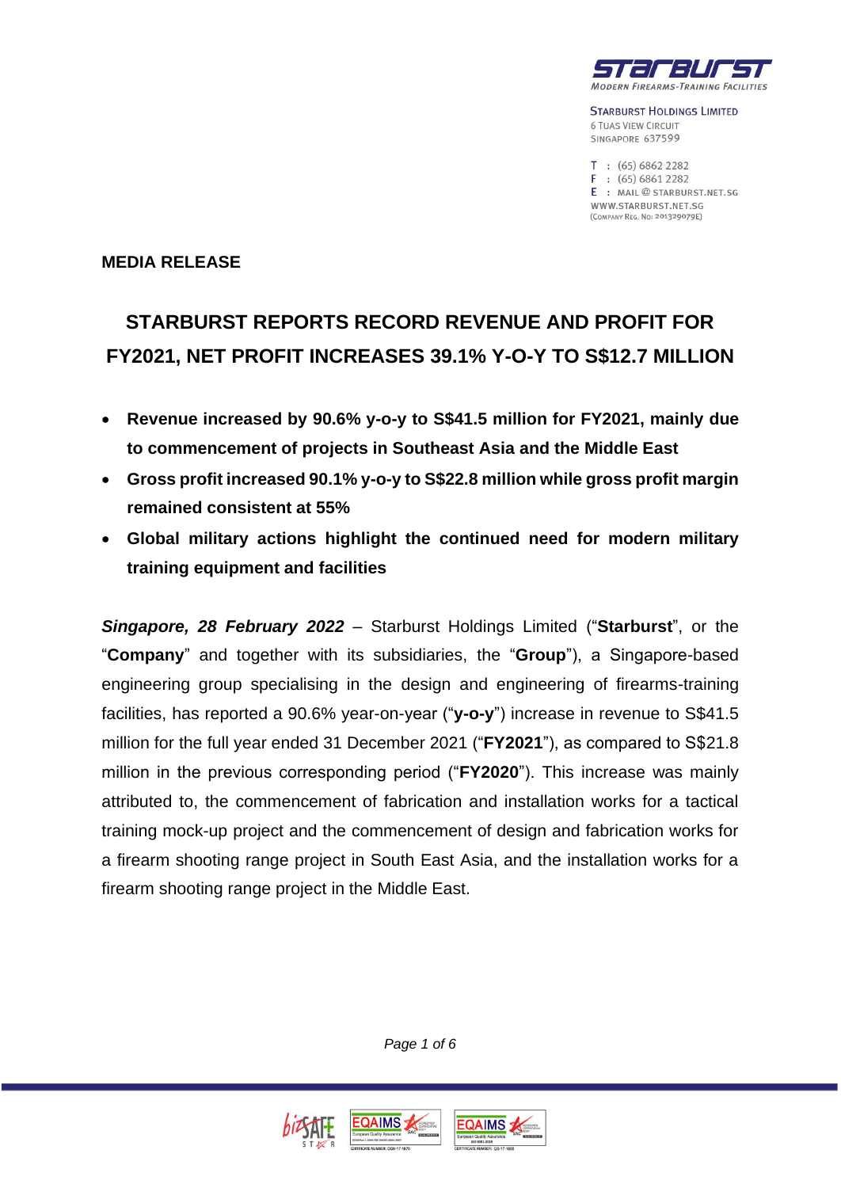Starburst Holdings Limited
6 Tuas View Circuit
Singapore 637599

T : (65) 6862 2282
F : (65) 6861 2282
E : mail@starburst.net.sg
www.starburst.net.sg
(Company Reg. No: 201329079E)

**MEDIA RELEASE**

# STARBURST REPORTS RECORD REVENUE AND PROFIT FOR FY2021, NET PROFIT INCREASES 39.1% Y-O-Y TO S$12.7 MILLION

- **Revenue increased by 90.6% y-o-y to S$41.5 million for FY2021, mainly due to commencement of projects in Southeast Asia and the Middle East**
- **Gross profit increased 90.1% y-o-y to S$22.8 million while gross profit margin remained consistent at 55%**
- **Global military actions highlight the continued need for modern military training equipment and facilities**

***Singapore, 28 February 2022*** – Starburst Holdings Limited ("**Starburst**", or the "**Company**" and together with its subsidiaries, the "**Group**"), a Singapore-based engineering group specialising in the design and engineering of firearms-training facilities, has reported a 90.6% year-on-year ("**y-o-y**") increase in revenue to S$41.5 million for the full year ended 31 December 2021 ("**FY2021**"), as compared to S$21.8 million in the previous corresponding period ("**FY2020**"). This increase was mainly attributed to, the commencement of fabrication and installation works for a tactical training mock-up project and the commencement of design and fabrication works for a firearm shooting range project in South East Asia, and the installation works for a firearm shooting range project in the Middle East.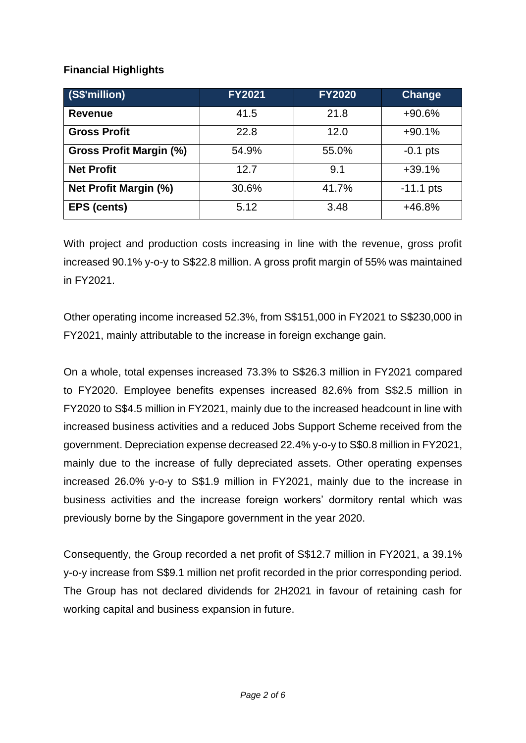**Financial Highlights**

| (S$'million) | FY2021 | FY2020 | Change |
|---|---|---|---|
| **Revenue** | 41.5 | 21.8 | +90.6% |
| **Gross Profit** | 22.8 | 12.0 | +90.1% |
| **Gross Profit Margin (%)** | 54.9% | 55.0% | -0.1 pts |
| **Net Profit** | 12.7 | 9.1 | +39.1% |
| **Net Profit Margin (%)** | 30.6% | 41.7% | -11.1 pts |
| **EPS (cents)** | 5.12 | 3.48 | +46.8% |

With project and production costs increasing in line with the revenue, gross profit increased 90.1% y-o-y to S$22.8 million. A gross profit margin of 55% was maintained in FY2021.

Other operating income increased 52.3%, from S$151,000 in FY2021 to S$230,000 in FY2021, mainly attributable to the increase in foreign exchange gain.

On a whole, total expenses increased 73.3% to S$26.3 million in FY2021 compared to FY2020. Employee benefits expenses increased 82.6% from S$2.5 million in FY2020 to S$4.5 million in FY2021, mainly due to the increased headcount in line with increased business activities and a reduced Jobs Support Scheme received from the government. Depreciation expense decreased 22.4% y-o-y to S$0.8 million in FY2021, mainly due to the increase of fully depreciated assets. Other operating expenses increased 26.0% y-o-y to S$1.9 million in FY2021, mainly due to the increase in business activities and the increase foreign workers' dormitory rental which was previously borne by the Singapore government in the year 2020.

Consequently, the Group recorded a net profit of S$12.7 million in FY2021, a 39.1% y-o-y increase from S$9.1 million net profit recorded in the prior corresponding period. The Group has not declared dividends for 2H2021 in favour of retaining cash for working capital and business expansion in future.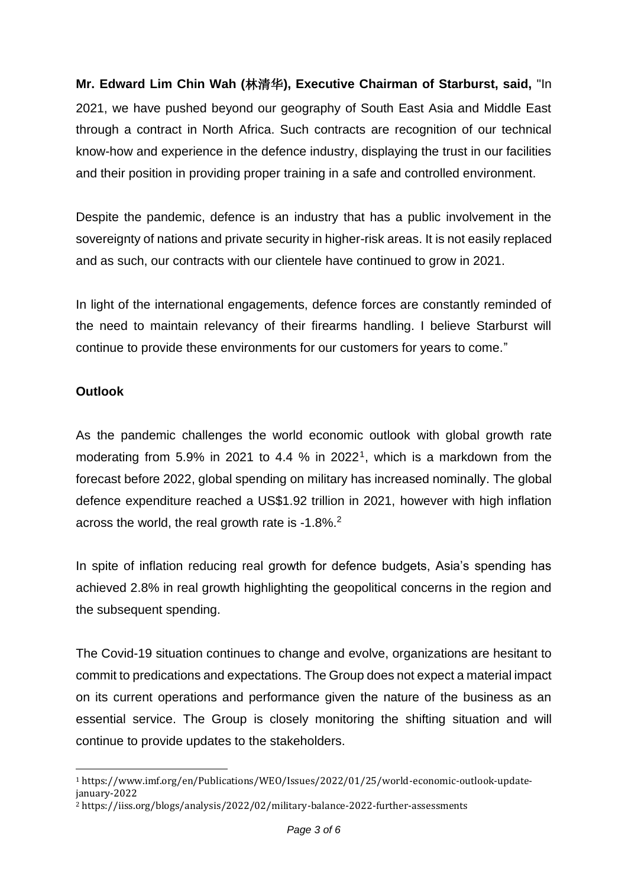**Mr. Edward Lim Chin Wah (林清华), Executive Chairman of Starburst, said,** "In 2021, we have pushed beyond our geography of South East Asia and Middle East through a contract in North Africa. Such contracts are recognition of our technical know-how and experience in the defence industry, displaying the trust in our facilities and their position in providing proper training in a safe and controlled environment.

Despite the pandemic, defence is an industry that has a public involvement in the sovereignty of nations and private security in higher-risk areas. It is not easily replaced and as such, our contracts with our clientele have continued to grow in 2021.

In light of the international engagements, defence forces are constantly reminded of the need to maintain relevancy of their firearms handling. I believe Starburst will continue to provide these environments for our customers for years to come."

**Outlook**

As the pandemic challenges the world economic outlook with global growth rate moderating from 5.9% in 2021 to 4.4 % in 2022[1], which is a markdown from the forecast before 2022, global spending on military has increased nominally. The global defence expenditure reached a US$1.92 trillion in 2021, however with high inflation across the world, the real growth rate is -1.8%.[2]

In spite of inflation reducing real growth for defence budgets, Asia's spending has achieved 2.8% in real growth highlighting the geopolitical concerns in the region and the subsequent spending.

The Covid-19 situation continues to change and evolve, organizations are hesitant to commit to predications and expectations. The Group does not expect a material impact on its current operations and performance given the nature of the business as an essential service. The Group is closely monitoring the shifting situation and will continue to provide updates to the stakeholders.

---

[1] https://www.imf.org/en/Publications/WEO/Issues/2022/01/25/world-economic-outlook-update-january-2022

[2] https://iiss.org/blogs/analysis/2022/02/military-balance-2022-further-assessments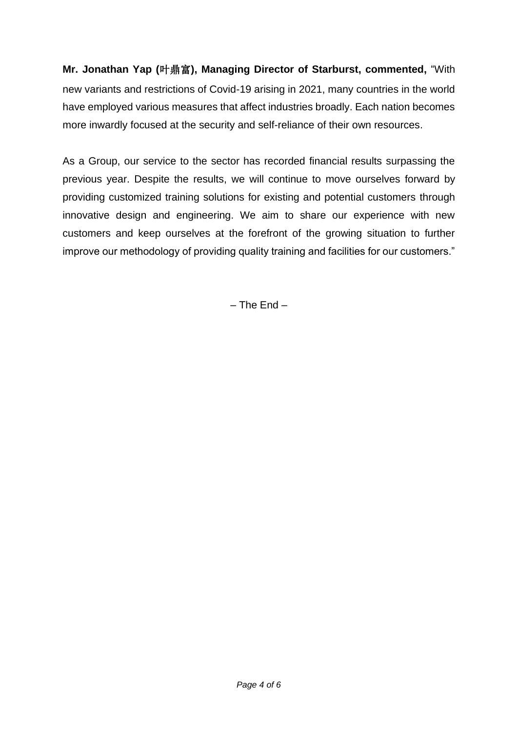**Mr. Jonathan Yap (叶鼎富), Managing Director of Starburst, commented,** "With new variants and restrictions of Covid-19 arising in 2021, many countries in the world have employed various measures that affect industries broadly. Each nation becomes more inwardly focused at the security and self-reliance of their own resources.

As a Group, our service to the sector has recorded financial results surpassing the previous year. Despite the results, we will continue to move ourselves forward by providing customized training solutions for existing and potential customers through innovative design and engineering. We aim to share our experience with new customers and keep ourselves at the forefront of the growing situation to further improve our methodology of providing quality training and facilities for our customers."

– The End –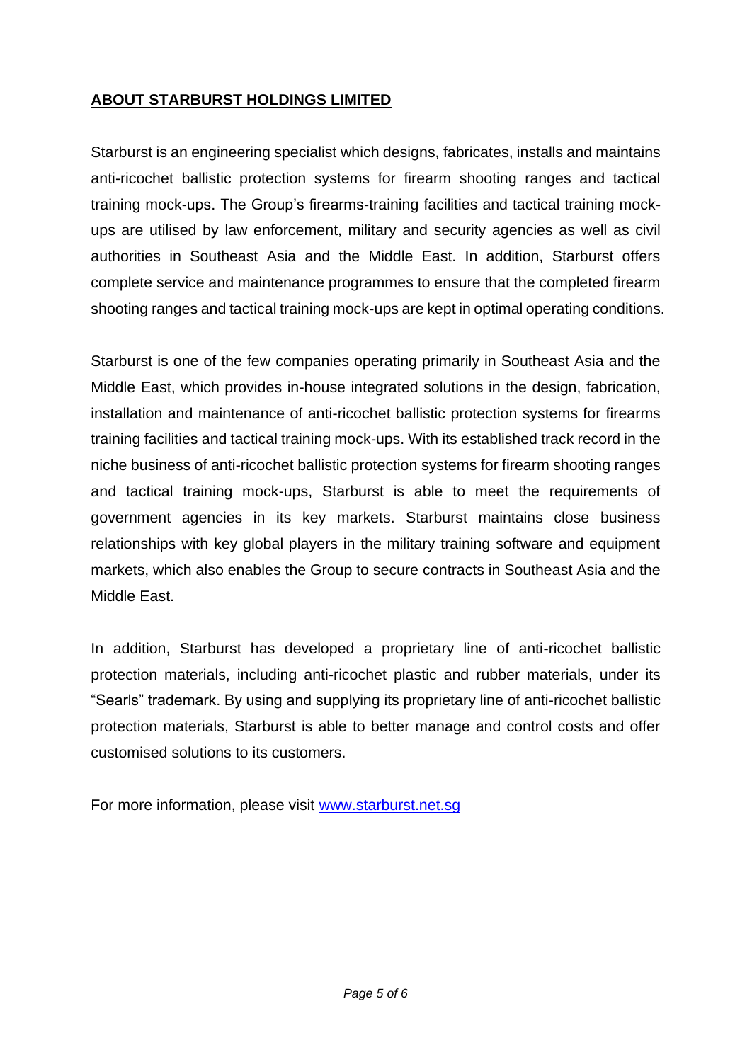## **ABOUT STARBURST HOLDINGS LIMITED**

Starburst is an engineering specialist which designs, fabricates, installs and maintains anti-ricochet ballistic protection systems for firearm shooting ranges and tactical training mock-ups. The Group's firearms-training facilities and tactical training mock-ups are utilised by law enforcement, military and security agencies as well as civil authorities in Southeast Asia and the Middle East. In addition, Starburst offers complete service and maintenance programmes to ensure that the completed firearm shooting ranges and tactical training mock-ups are kept in optimal operating conditions.

Starburst is one of the few companies operating primarily in Southeast Asia and the Middle East, which provides in-house integrated solutions in the design, fabrication, installation and maintenance of anti-ricochet ballistic protection systems for firearms training facilities and tactical training mock-ups. With its established track record in the niche business of anti-ricochet ballistic protection systems for firearm shooting ranges and tactical training mock-ups, Starburst is able to meet the requirements of government agencies in its key markets. Starburst maintains close business relationships with key global players in the military training software and equipment markets, which also enables the Group to secure contracts in Southeast Asia and the Middle East.

In addition, Starburst has developed a proprietary line of anti-ricochet ballistic protection materials, including anti-ricochet plastic and rubber materials, under its "Searls" trademark. By using and supplying its proprietary line of anti-ricochet ballistic protection materials, Starburst is able to better manage and control costs and offer customised solutions to its customers.

For more information, please visit [www.starburst.net.sg](http://www.starburst.net.sg)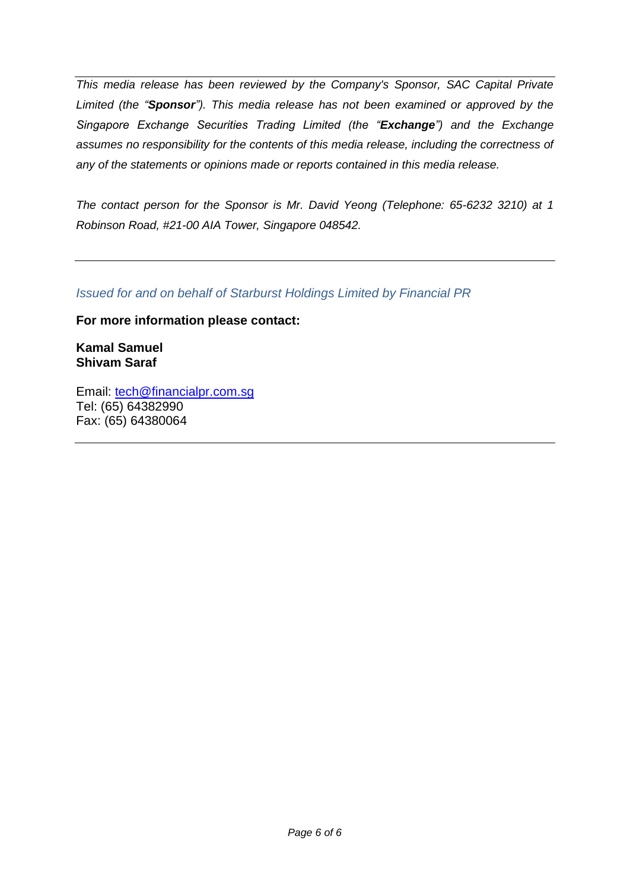*This media release has been reviewed by the Company's Sponsor, SAC Capital Private Limited (the "**Sponsor**"). This media release has not been examined or approved by the Singapore Exchange Securities Trading Limited (the "**Exchange**") and the Exchange assumes no responsibility for the contents of this media release, including the correctness of any of the statements or opinions made or reports contained in this media release.*

*The contact person for the Sponsor is Mr. David Yeong (Telephone: 65-6232 3210) at 1 Robinson Road, #21-00 AIA Tower, Singapore 048542.*

---

*Issued for and on behalf of Starburst Holdings Limited by Financial PR*

**For more information please contact:**

**Kamal Samuel**
**Shivam Saraf**

Email: tech@financialpr.com.sg
Tel: (65) 64382990
Fax: (65) 64380064

---